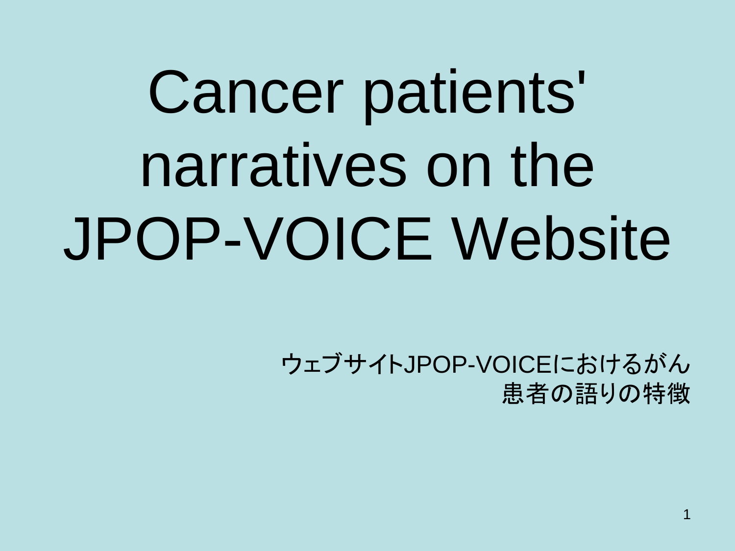# Cancer patients' narratives on the JPOP-VOICE Website

ウェブサイトJPOP-VOICEにおけるがん患者の語りの特徴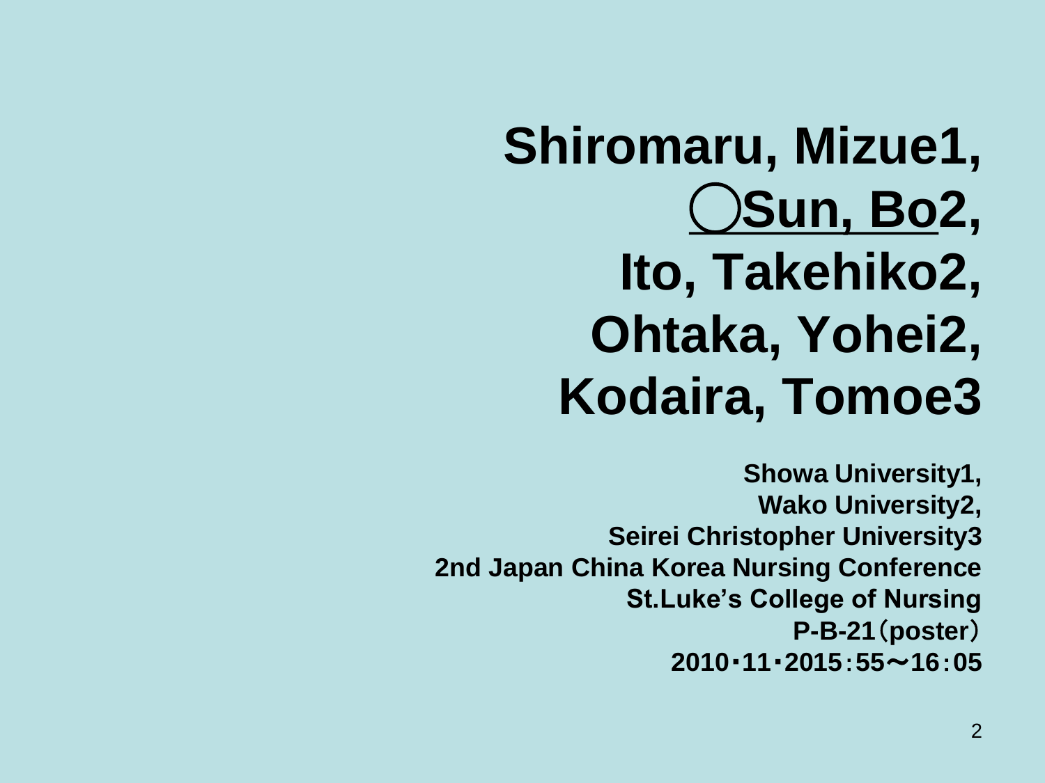**Shiromaru, Mizue[1],**
**○Sun, Bo[2],**
**Ito, Takehiko[2],**
**Ohtaka, Yohei[2],**
**Kodaira, Tomoe[3]**

**Showa University[1],**
**Wako University[2],**
**Seirei Christopher University[3]**
**2nd Japan China Korea Nursing Conference**
**St.Luke's College of Nursing**
**P-B-21（poster）**
**2010･11･20 15：55～16：05**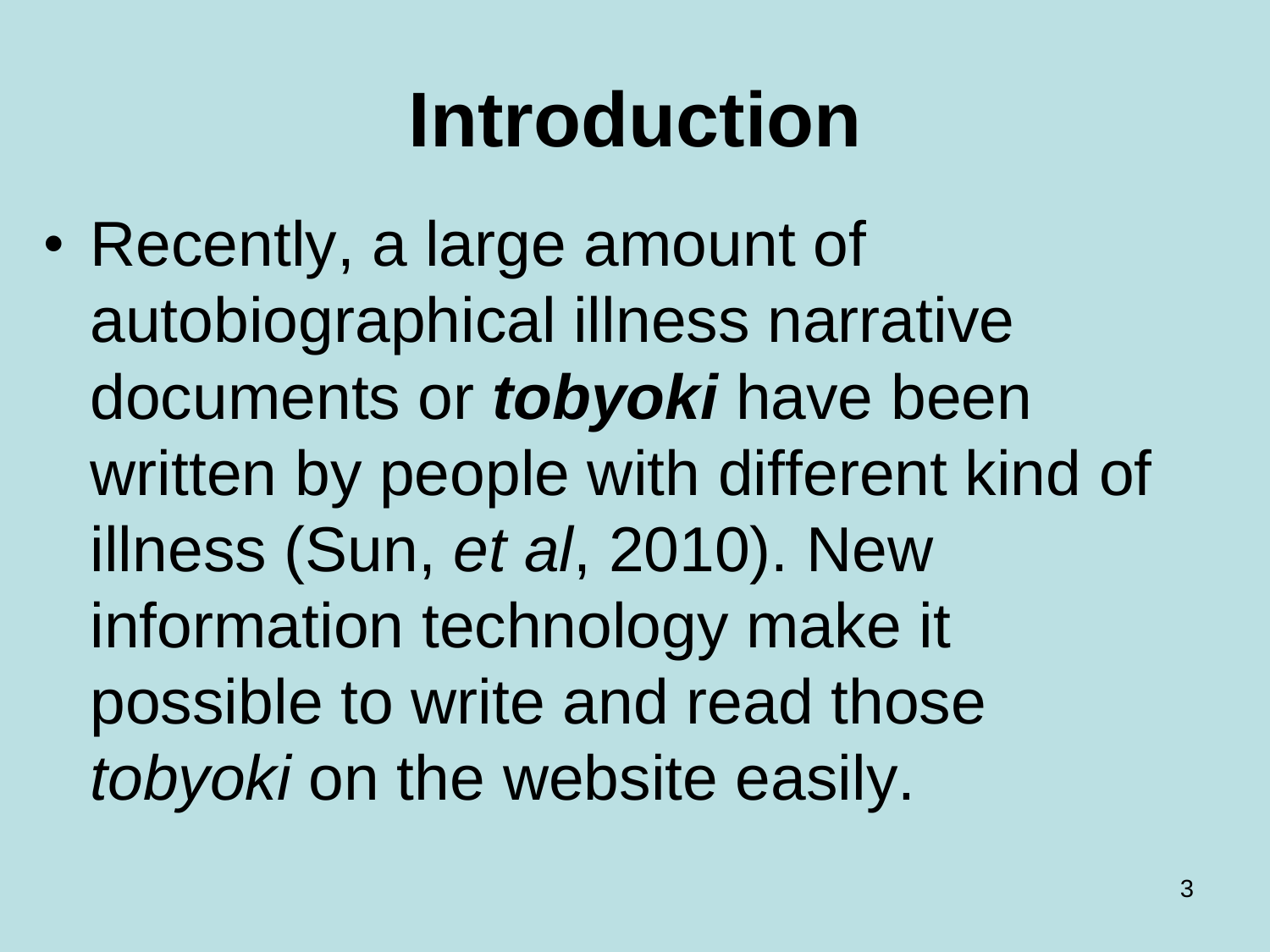# Introduction

- Recently, a large amount of autobiographical illness narrative documents or ***tobyoki*** have been written by people with different kind of illness (Sun, *et al*, 2010). New information technology make it possible to write and read those *tobyoki* on the website easily.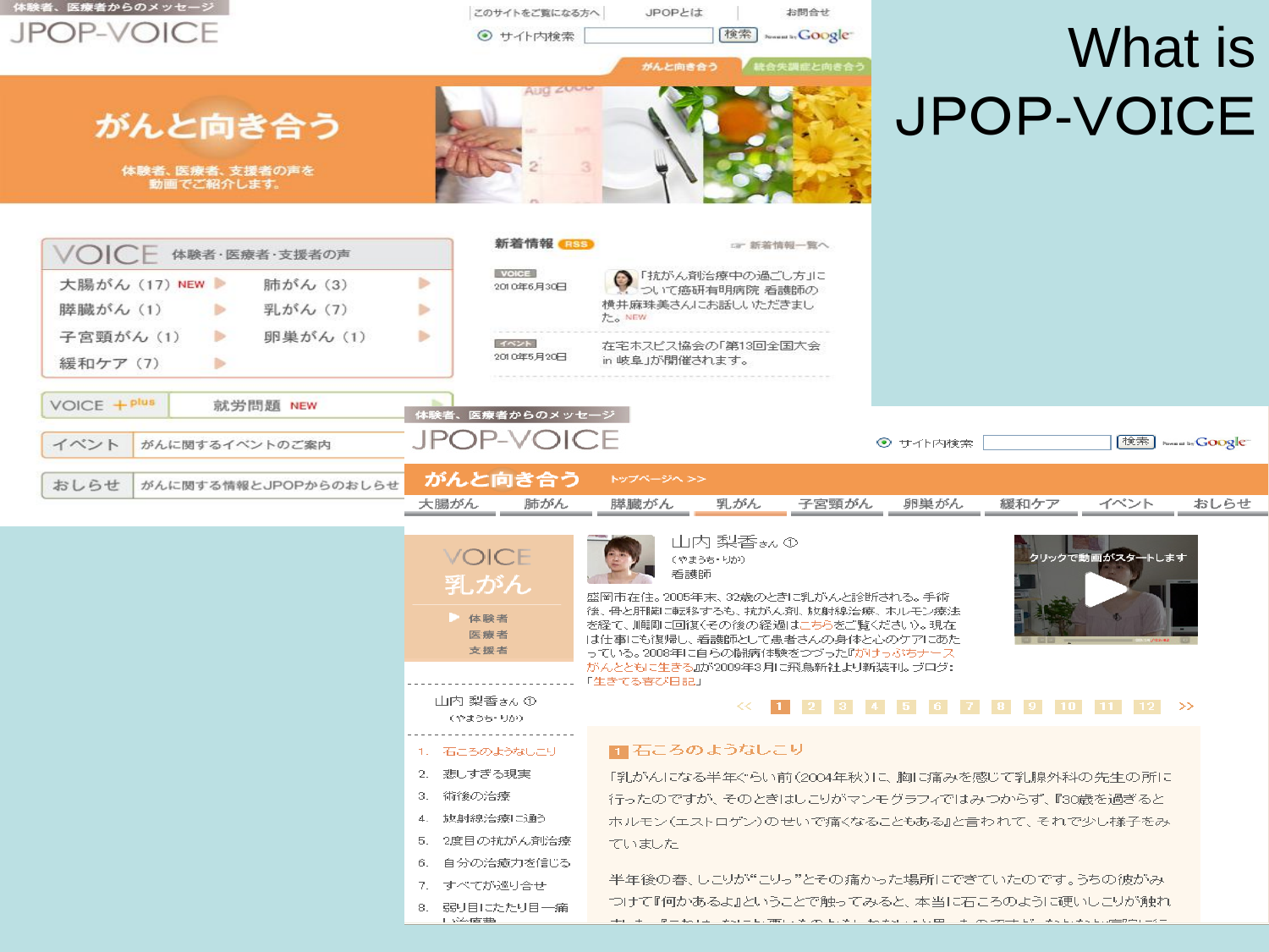# What is JPOP-VOICE

体験者、医療者からのメッセージ

JPOP-VOICE

このサイトをご覧になる方へ | JPOPとは | お問合せ

サイト内検索 検索

がんと向き合う | 統合失調症と向き合う

## がんと向き合う

体験者、医療者、支援者の声を動画でご紹介します。

### VOICE 体験者・医療者・支援者の声

- 大腸がん（17）NEW
- 肺がん（3）
- 膵臓がん（1）
- 乳がん（7）
- 子宮頸がん（1）
- 卵巣がん（1）
- 緩和ケア（7）

VOICE ＋plus 就労問題 NEW

イベント がんに関するイベントのご案内

おしらせ がんに関する情報とJPOPからのおしらせ

### 新着情報 RSS

新着情報一覧へ

VOICE 2010年6月30日 「抗がん剤治療中の過ごし方」について癌研有明病院 看護師の横井麻珠美さんにお話しいただきました。NEW

イベント 2010年5月20日 在宅ホスピス協会の「第13回全国大会 in 岐阜」が開催されます。

---

体験者、医療者からのメッセージ

JPOP-VOICE

サイト内検索 検索

がんと向き合う トップページへ >>

大腸がん | 肺がん | 膵臓がん | 乳がん | 子宮頸がん | 卵巣がん | 緩和ケア | イベント | おしらせ

VOICE 乳がん

- 体験者
- 医療者
- 支援者

山内 梨香さん ①
（やまうち・りか）
看護師

盛岡市在住。2005年末、32歳のときに乳がんと診断される。手術後、骨と肝臓に転移するも、抗がん剤、放射線治療、ホルモン療法を経て、順調に回復（その後の経過はこちらをご覧ください）。現在は仕事にも復帰し、看護師として患者さんの身体と心のケアにあたっている。2008年に自らの闘病体験をつづった『がけっぷちナース がんとともに生きる』が2009年3月に飛鳥新社より新装刊。ブログ：「生きてる喜び日記」

クリックで動画がスタートします

山内 梨香さん ①
（やまうち・りか）

1. 石ころのようなしこり
2. 悲しすぎる現実
3. 術後の治療
4. 放射線治療に通う
5. 2度目の抗がん剤治療
6. 自分の治癒力を信じる
7. すべてが巡り合せ
8. 弱り目にたたり目一痛

<< 1 2 3 4 5 6 7 8 9 10 11 12 >>

### 1 石ころのようなしこり

「乳がんになる半年ぐらい前（2004年秋）に、胸に痛みを感じて乳腺外科の先生の所に行ったのですが、そのときはしこりがマンモグラフィではみつからず、『30歳を過ぎるとホルモン（エストロゲン）のせいで痛くなることもある』と言われて、それで少し様子をみていました

半年後の春、しこりが"こりっ"とその痛かった場所にできていたのです。うちの彼がみつけて『何かあるよ』ということで触ってみると、本当に石ころのように硬いしこりが触れ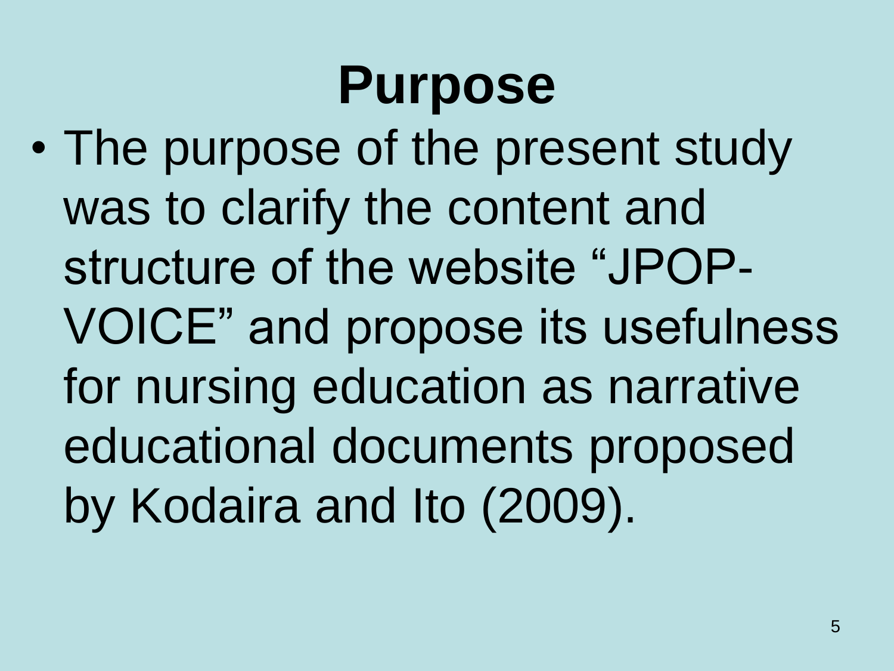# Purpose

- The purpose of the present study was to clarify the content and structure of the website “JPOP-VOICE” and propose its usefulness for nursing education as narrative educational documents proposed by Kodaira and Ito (2009).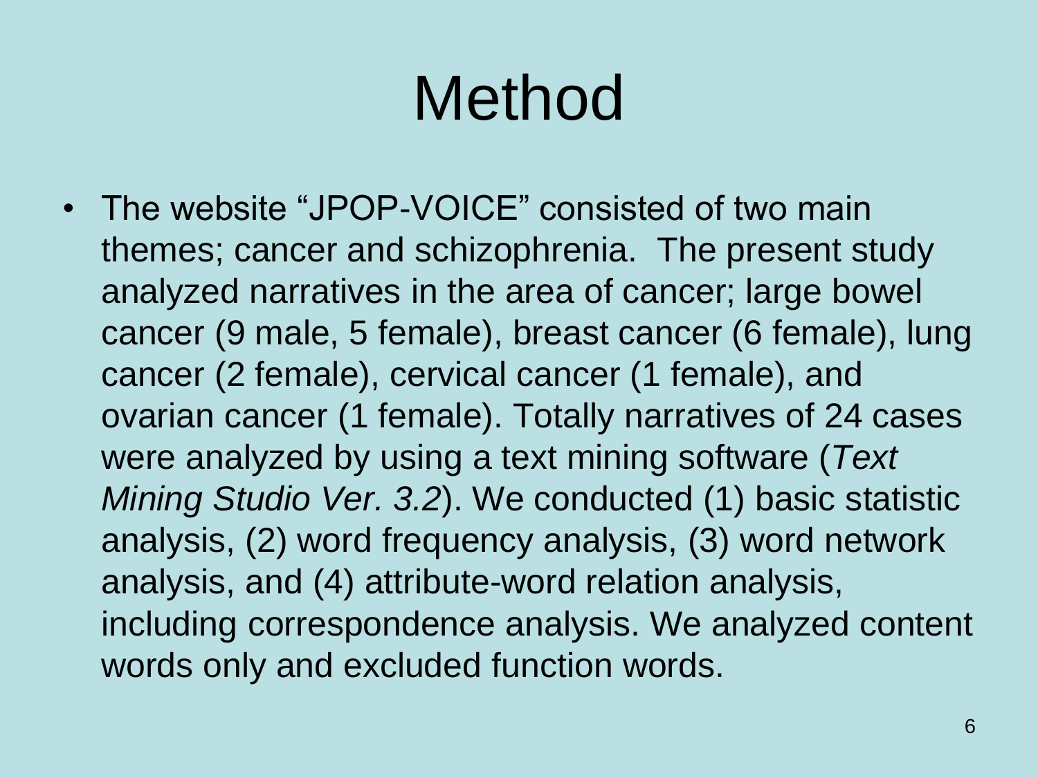# Method

- The website “JPOP-VOICE” consisted of two main themes; cancer and schizophrenia. The present study analyzed narratives in the area of cancer; large bowel cancer (9 male, 5 female), breast cancer (6 female), lung cancer (2 female), cervical cancer (1 female), and ovarian cancer (1 female). Totally narratives of 24 cases were analyzed by using a text mining software (*Text Mining Studio Ver. 3.2*). We conducted (1) basic statistic analysis, (2) word frequency analysis, (3) word network analysis, and (4) attribute-word relation analysis, including correspondence analysis. We analyzed content words only and excluded function words.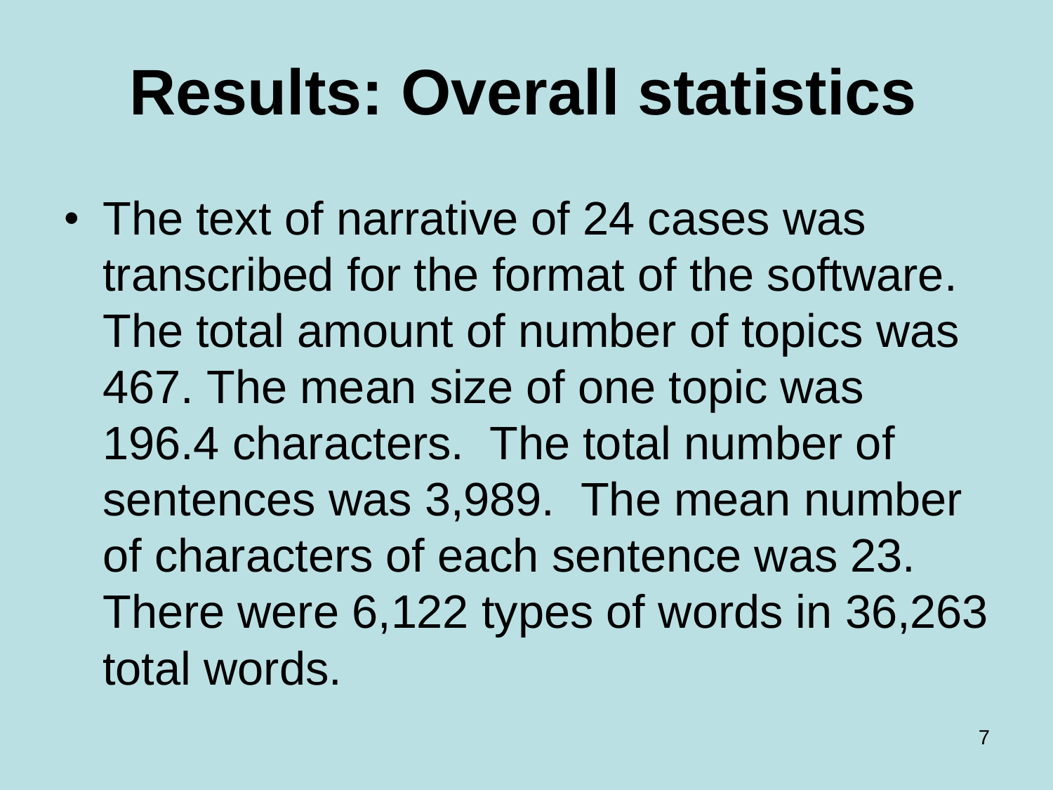# Results: Overall statistics

- The text of narrative of 24 cases was transcribed for the format of the software. The total amount of number of topics was 467. The mean size of one topic was 196.4 characters. The total number of sentences was 3,989. The mean number of characters of each sentence was 23. There were 6,122 types of words in 36,263 total words.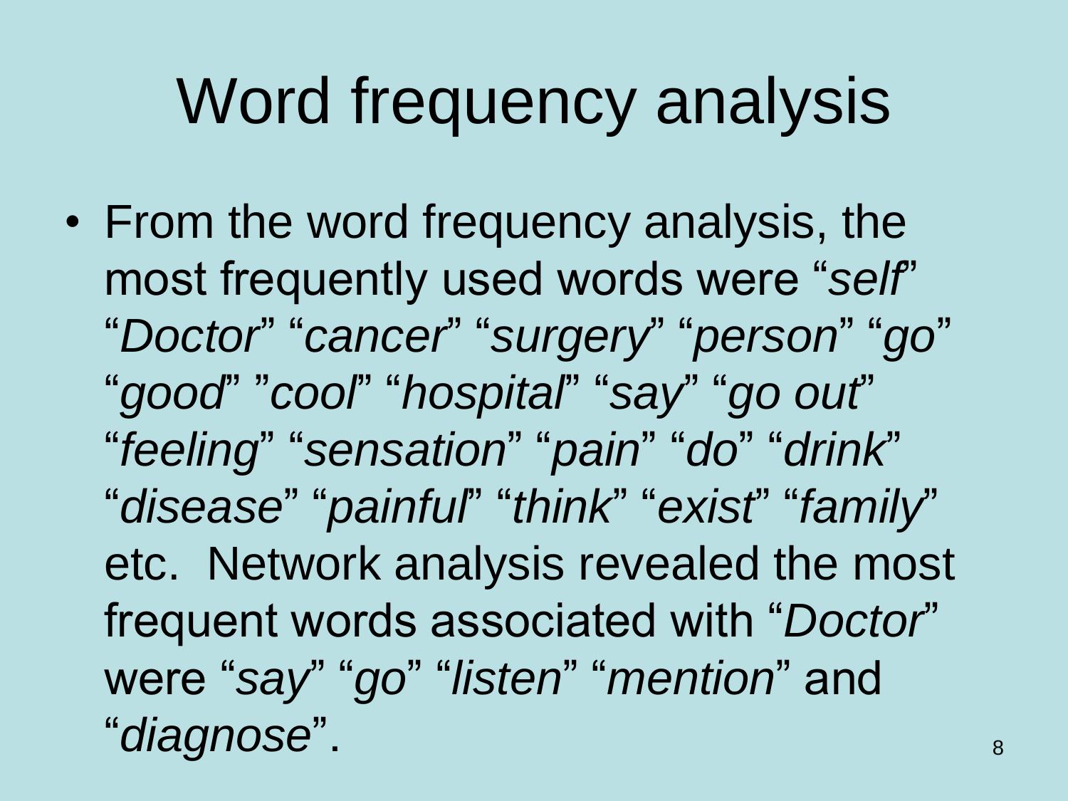# Word frequency analysis

- From the word frequency analysis, the most frequently used words were "*self*" "*Doctor*" "*cancer*" "*surgery*" "*person*" "*go*" "*good*" "*cool*" "*hospital*" "*say*" "*go out*" "*feeling*" "*sensation*" "*pain*" "*do*" "*drink*" "*disease*" "*painful*" "*think*" "*exist*" "*family*" etc. Network analysis revealed the most frequent words associated with "*Doctor*" were "*say*" "*go*" "*listen*" "*mention*" and "*diagnose*".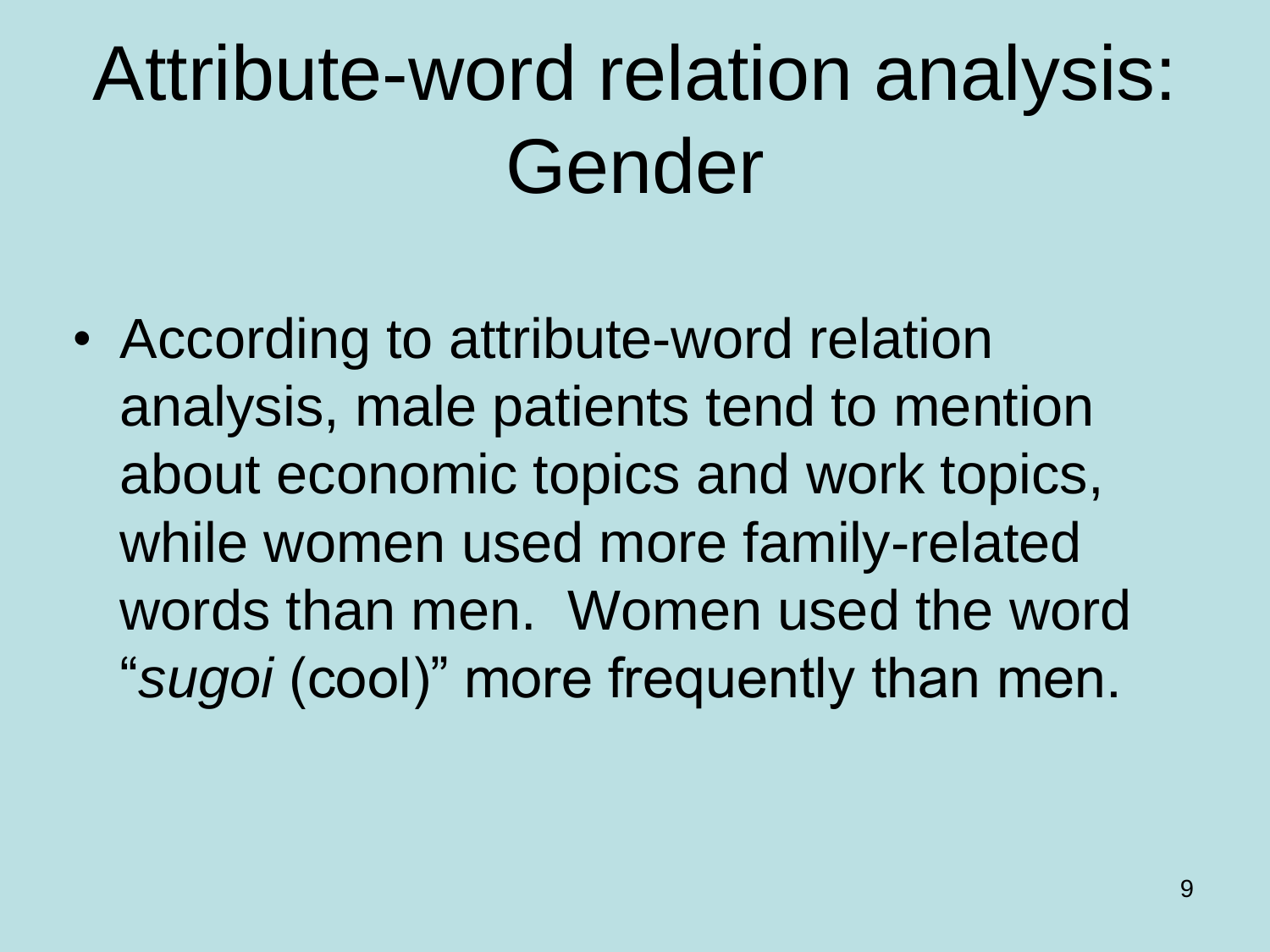# Attribute-word relation analysis: Gender

- According to attribute-word relation analysis, male patients tend to mention about economic topics and work topics, while women used more family-related words than men. Women used the word "*sugoi* (cool)" more frequently than men.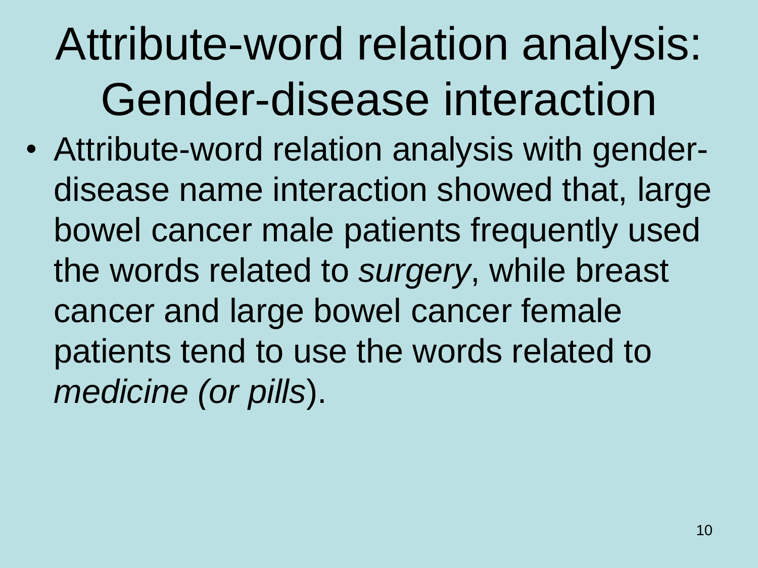# Attribute-word relation analysis: Gender-disease interaction

- Attribute-word relation analysis with gender-disease name interaction showed that, large bowel cancer male patients frequently used the words related to *surgery*, while breast cancer and large bowel cancer female patients tend to use the words related to *medicine (or pills*).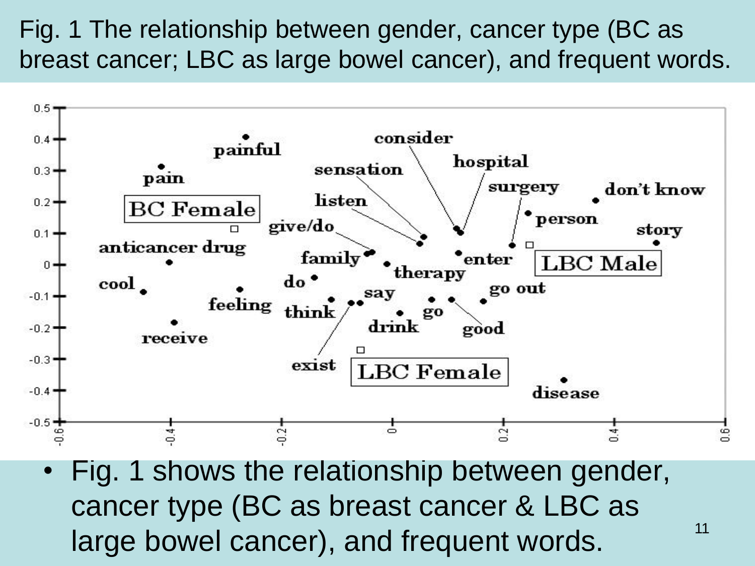Fig. 1 The relationship between gender, cancer type (BC as breast cancer; LBC as large bowel cancer), and frequent words.

- Fig. 1 shows the relationship between gender, cancer type (BC as breast cancer & LBC as large bowel cancer), and frequent words.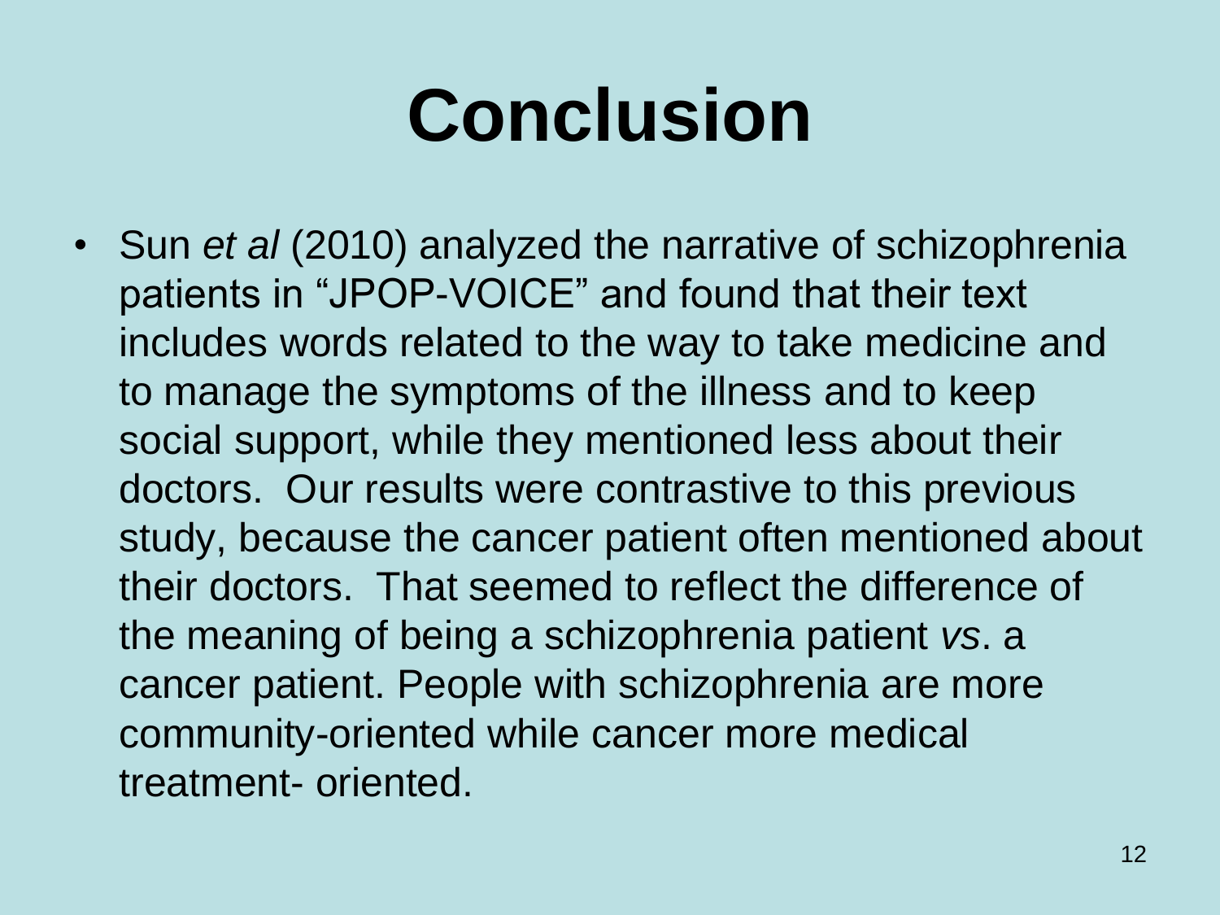# Conclusion

- Sun *et al* (2010) analyzed the narrative of schizophrenia patients in "JPOP-VOICE" and found that their text includes words related to the way to take medicine and to manage the symptoms of the illness and to keep social support, while they mentioned less about their doctors. Our results were contrastive to this previous study, because the cancer patient often mentioned about their doctors. That seemed to reflect the difference of the meaning of being a schizophrenia patient *vs*. a cancer patient. People with schizophrenia are more community-oriented while cancer more medical treatment- oriented.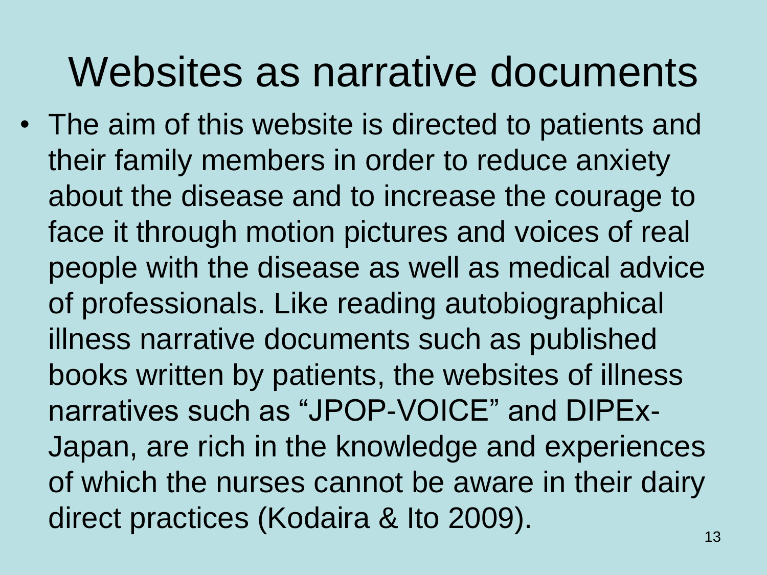# Websites as narrative documents

- The aim of this website is directed to patients and their family members in order to reduce anxiety about the disease and to increase the courage to face it through motion pictures and voices of real people with the disease as well as medical advice of professionals. Like reading autobiographical illness narrative documents such as published books written by patients, the websites of illness narratives such as “JPOP-VOICE” and DIPEx-Japan, are rich in the knowledge and experiences of which the nurses cannot be aware in their dairy direct practices (Kodaira & Ito 2009).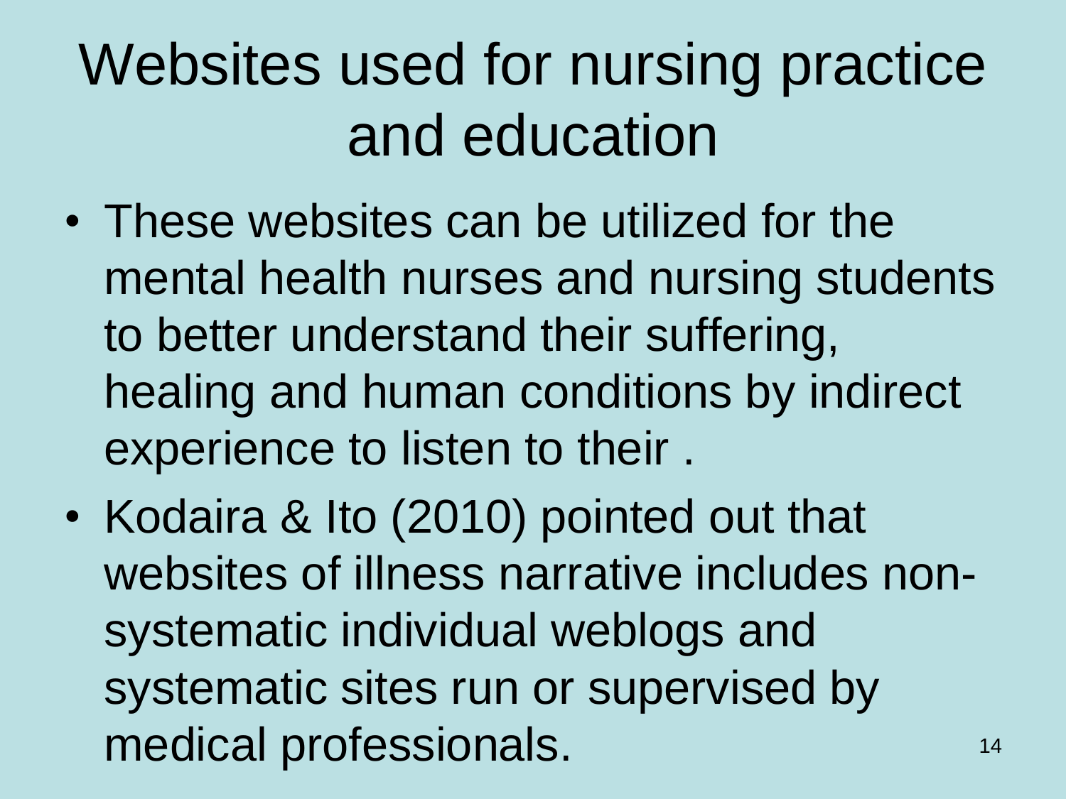# Websites used for nursing practice and education

- These websites can be utilized for the mental health nurses and nursing students to better understand their suffering, healing and human conditions by indirect experience to listen to their .
- Kodaira & Ito (2010) pointed out that websites of illness narrative includes non-systematic individual weblogs and systematic sites run or supervised by medical professionals.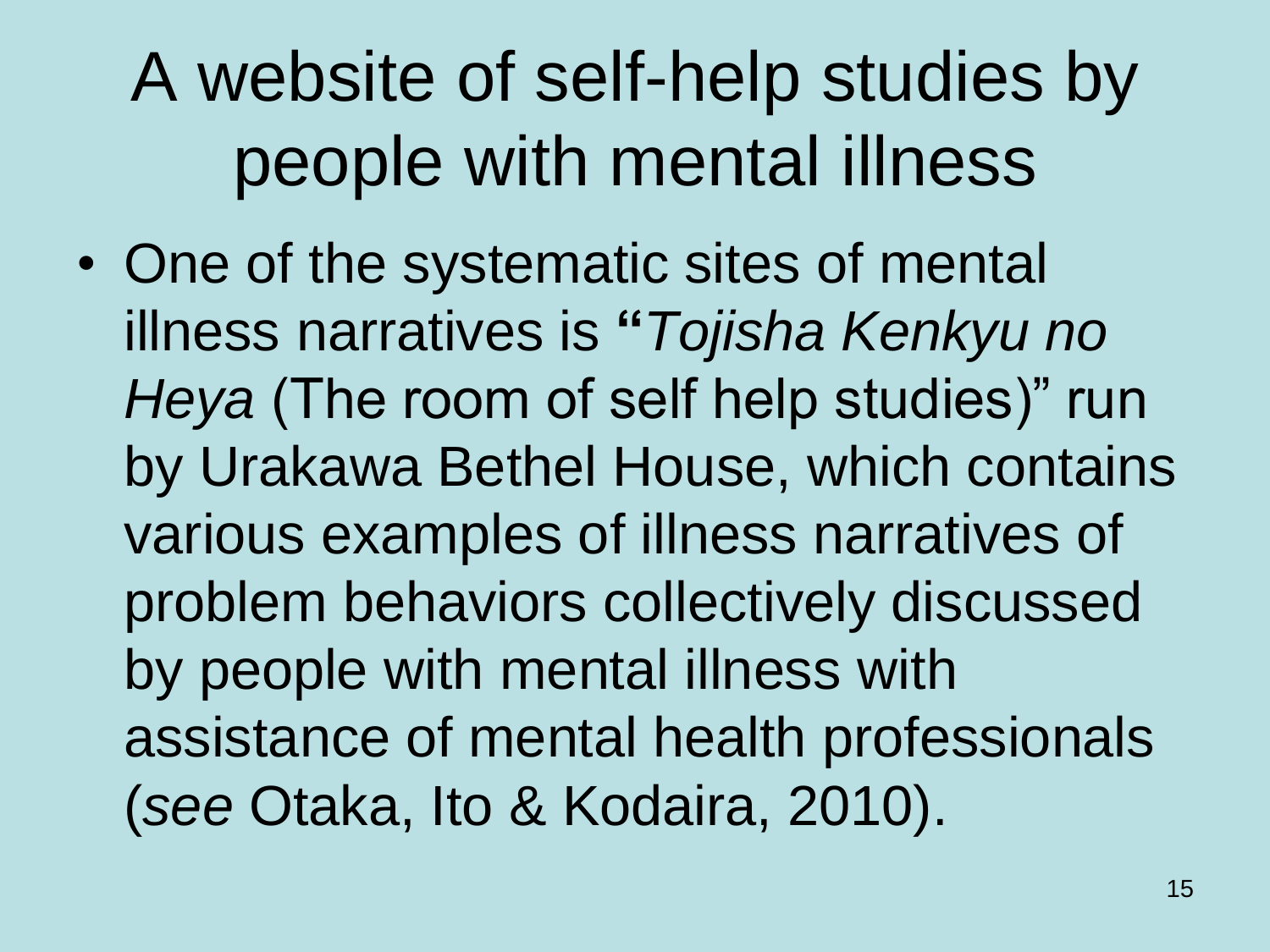# A website of self-help studies by people with mental illness

- One of the systematic sites of mental illness narratives is "*Tojisha Kenkyu no Heya* (The room of self help studies)" run by Urakawa Bethel House, which contains various examples of illness narratives of problem behaviors collectively discussed by people with mental illness with assistance of mental health professionals (*see* Otaka, Ito & Kodaira, 2010).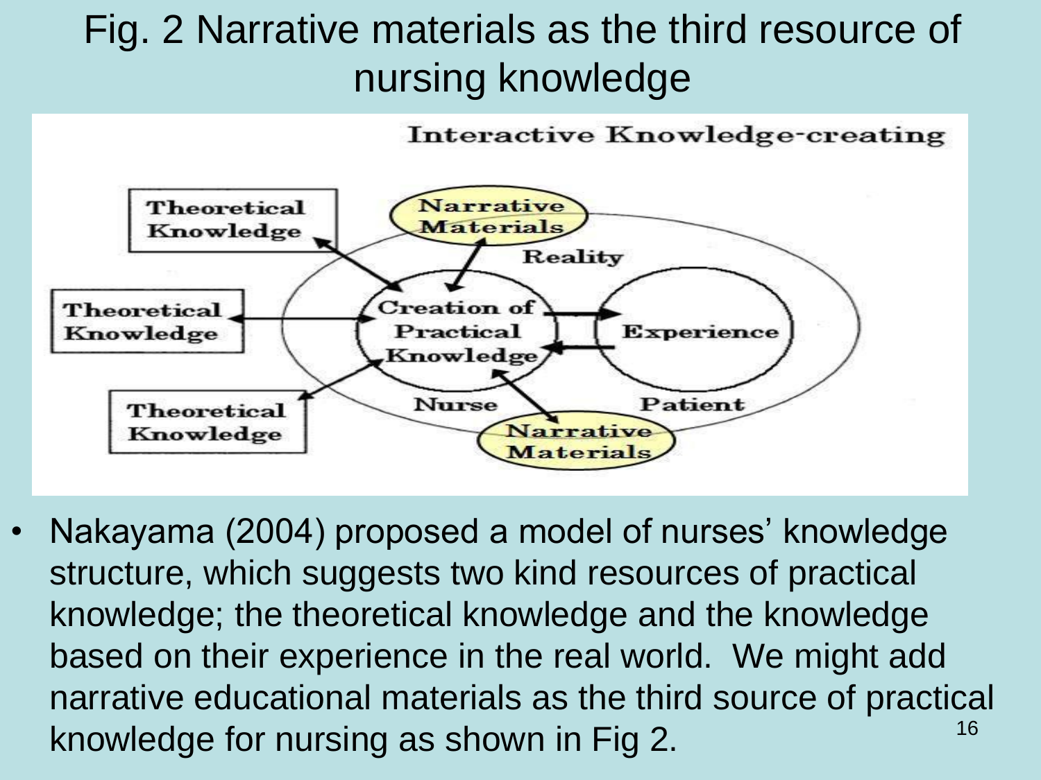# Fig. 2 Narrative materials as the third resource of nursing knowledge

Interactive Knowledge-creating

Theoretical Knowledge

Narrative Materials

Reality

Theoretical Knowledge

Creation of Practical Knowledge

Experience

Theoretical Knowledge

Nurse

Patient

Narrative Materials

- Nakayama (2004) proposed a model of nurses' knowledge structure, which suggests two kind resources of practical knowledge; the theoretical knowledge and the knowledge based on their experience in the real world. We might add narrative educational materials as the third source of practical knowledge for nursing as shown in Fig 2.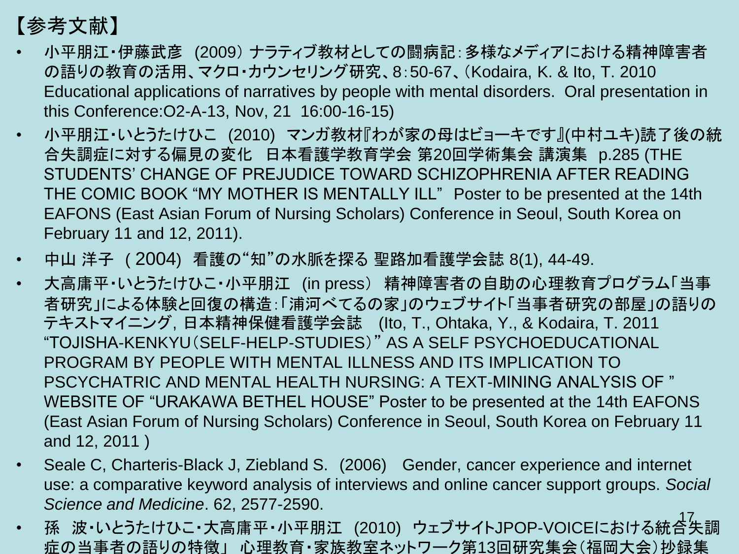# 【参考文献】

- 小平朋江・伊藤武彦　(2009) ナラティブ教材としての闘病記：多様なメディアにおける精神障害者の語りの教育の活用、マクロ・カウンセリング研究、8：50-67、(Kodaira, K. & Ito, T. 2010 Educational applications of narratives by people with mental disorders.  Oral presentation in this Conference:O2-A-13, Nov, 21  16:00-16-15)
- 小平朋江・いとうたけひこ　(2010)　マンガ教材『わが家の母はビョーキです』(中村ユキ)読了後の統合失調症に対する偏見の変化　日本看護学教育学会 第20回学術集会 講演集　p.285 (THE STUDENTS' CHANGE OF PREJUDICE TOWARD SCHIZOPHRENIA AFTER READING THE COMIC BOOK "MY MOTHER IS MENTALLY ILL"  Poster to be presented at the 14th EAFONS (East Asian Forum of Nursing Scholars) Conference in Seoul, South Korea on February 11 and 12, 2011).
- 中山 洋子　( 2004)　看護の"知"の水脈を探る 聖路加看護学会誌 8(1), 44-49.
- 大高庸平・いとうたけひこ・小平朋江　(in press)　精神障害者の自助の心理教育プログラム「当事者研究」による体験と回復の構造：「浦河べてるの家」のウェブサイト「当事者研究の部屋」の語りのテキストマイニング, 日本精神保健看護学会誌　(Ito, T., Ohtaka, Y., & Kodaira, T. 2011 "TOJISHA-KENKYU（SELF-HELP-STUDIES）" AS A SELF PSYCHOEDUCATIONAL PROGRAM BY PEOPLE WITH MENTAL ILLNESS AND ITS IMPLICATION TO PSCYCHATRIC AND MENTAL HEALTH NURSING: A TEXT-MINING ANALYSIS OF " WEBSITE OF "URAKAWA BETHEL HOUSE" Poster to be presented at the 14th EAFONS (East Asian Forum of Nursing Scholars) Conference in Seoul, South Korea on February 11 and 12, 2011 )
- Seale C, Charteris-Black J, Ziebland S.  (2006)　Gender, cancer experience and internet use: a comparative keyword analysis of interviews and online cancer support groups. *Social Science and Medicine*. 62, 2577-2590.
- 孫　波・いとうたけひこ・大高庸平・小平朋江　(2010)　ウェブサイトJPOP-VOICEにおける統合失調症の当事者の語りの特徴」 心理教育・家族教室ネットワーク第13回研究集会（福岡大会）抄録集